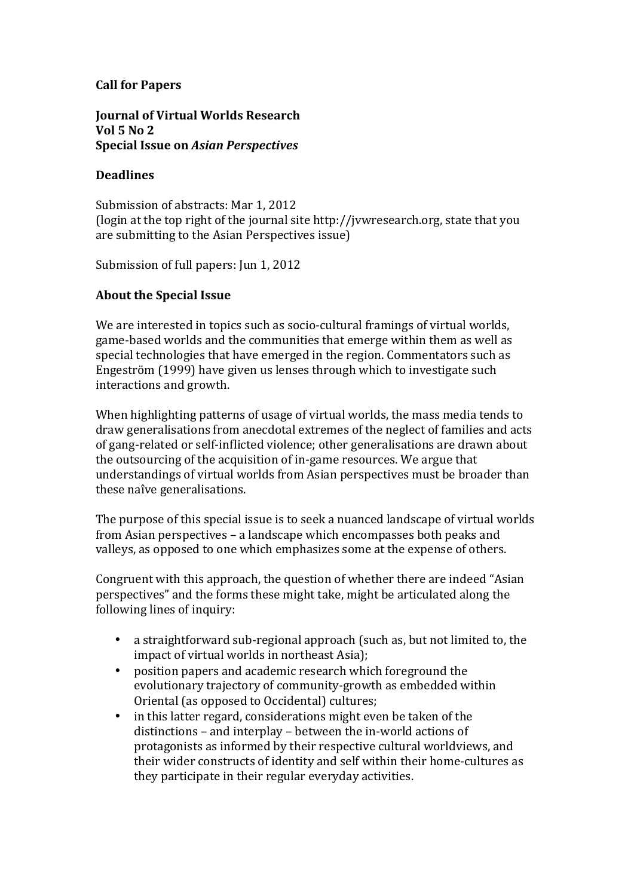**Call for Papers**

**Journal of Virtual Worlds Research**
**Vol 5 No 2**
**Special Issue on *Asian Perspectives***

## Deadlines

Submission of abstracts: Mar 1, 2012
(login at the top right of the journal site http://jvwresearch.org, state that you are submitting to the Asian Perspectives issue)

Submission of full papers: Jun 1, 2012

## About the Special Issue

We are interested in topics such as socio-cultural framings of virtual worlds, game-based worlds and the communities that emerge within them as well as special technologies that have emerged in the region. Commentators such as Engeström (1999) have given us lenses through which to investigate such interactions and growth.

When highlighting patterns of usage of virtual worlds, the mass media tends to draw generalisations from anecdotal extremes of the neglect of families and acts of gang-related or self-inflicted violence; other generalisations are drawn about the outsourcing of the acquisition of in-game resources. We argue that understandings of virtual worlds from Asian perspectives must be broader than these naîve generalisations.

The purpose of this special issue is to seek a nuanced landscape of virtual worlds from Asian perspectives – a landscape which encompasses both peaks and valleys, as opposed to one which emphasizes some at the expense of others.

Congruent with this approach, the question of whether there are indeed "Asian perspectives" and the forms these might take, might be articulated along the following lines of inquiry:

- a straightforward sub-regional approach (such as, but not limited to, the impact of virtual worlds in northeast Asia);
- position papers and academic research which foreground the evolutionary trajectory of community-growth as embedded within Oriental (as opposed to Occidental) cultures;
- in this latter regard, considerations might even be taken of the distinctions – and interplay – between the in-world actions of protagonists as informed by their respective cultural worldviews, and their wider constructs of identity and self within their home-cultures as they participate in their regular everyday activities.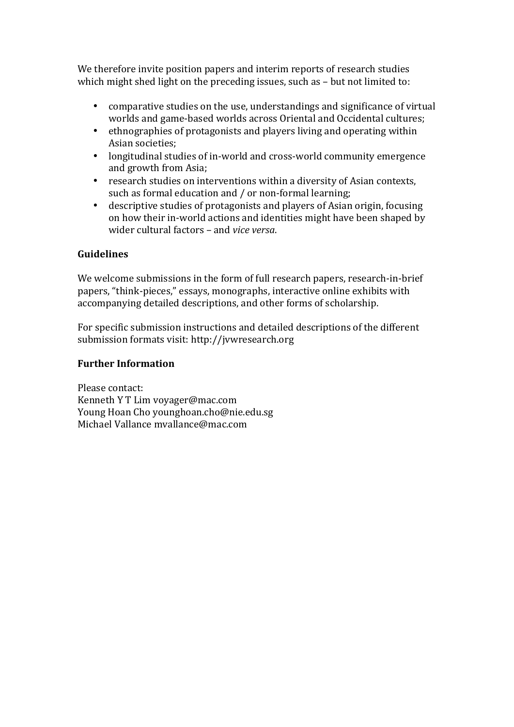We therefore invite position papers and interim reports of research studies which might shed light on the preceding issues, such as – but not limited to:

- comparative studies on the use, understandings and significance of virtual worlds and game-based worlds across Oriental and Occidental cultures;
- ethnographies of protagonists and players living and operating within Asian societies;
- longitudinal studies of in-world and cross-world community emergence and growth from Asia;
- research studies on interventions within a diversity of Asian contexts, such as formal education and / or non-formal learning;
- descriptive studies of protagonists and players of Asian origin, focusing on how their in-world actions and identities might have been shaped by wider cultural factors – and *vice versa*.

**Guidelines**

We welcome submissions in the form of full research papers, research-in-brief papers, "think-pieces," essays, monographs, interactive online exhibits with accompanying detailed descriptions, and other forms of scholarship.

For specific submission instructions and detailed descriptions of the different submission formats visit: http://jvwresearch.org

**Further Information**

Please contact:
Kenneth Y T Lim voyager@mac.com
Young Hoan Cho younghoan.cho@nie.edu.sg
Michael Vallance mvallance@mac.com